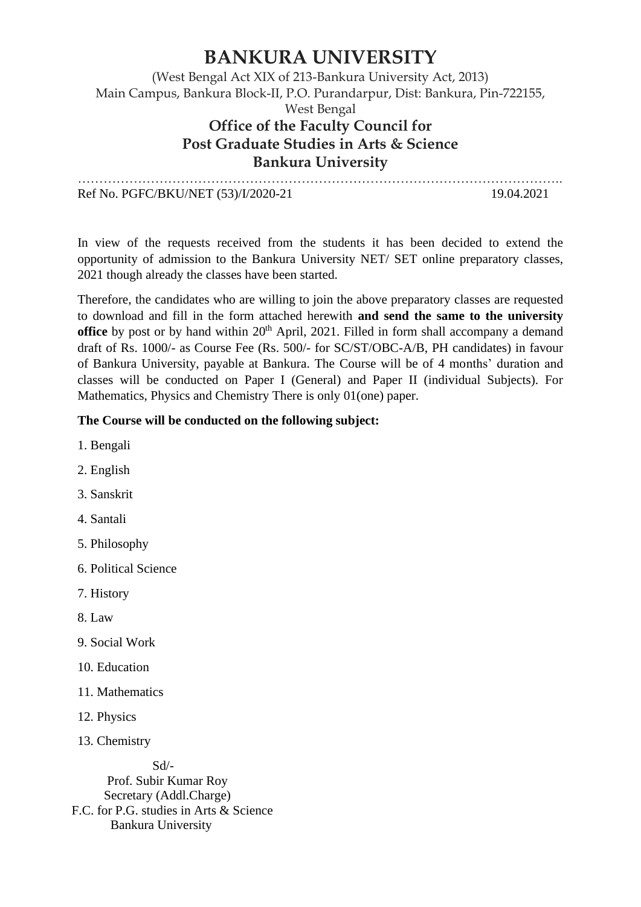# BANKURA UNIVERSITY

(West Bengal Act XIX of 213-Bankura University Act, 2013)
Main Campus, Bankura Block-II, P.O. Purandarpur, Dist: Bankura, Pin-722155, West Bengal

## Office of the Faculty Council for Post Graduate Studies in Arts & Science Bankura University

…………………………………………………………………………………………………….

Ref No. PGFC/BKU/NET (53)/I/2020-21 19.04.2021

In view of the requests received from the students it has been decided to extend the opportunity of admission to the Bankura University NET/ SET online preparatory classes, 2021 though already the classes have been started.

Therefore, the candidates who are willing to join the above preparatory classes are requested to download and fill in the form attached herewith **and send the same to the university office** by post or by hand within 20th April, 2021. Filled in form shall accompany a demand draft of Rs. 1000/- as Course Fee (Rs. 500/- for SC/ST/OBC-A/B, PH candidates) in favour of Bankura University, payable at Bankura. The Course will be of 4 months' duration and classes will be conducted on Paper I (General) and Paper II (individual Subjects). For Mathematics, Physics and Chemistry There is only 01(one) paper.

**The Course will be conducted on the following subject:**

1. Bengali
2. English
3. Sanskrit
4. Santali
5. Philosophy
6. Political Science
7. History
8. Law
9. Social Work
10. Education
11. Mathematics
12. Physics
13. Chemistry

Sd/-
Prof. Subir Kumar Roy
Secretary (Addl.Charge)
F.C. for P.G. studies in Arts & Science
Bankura University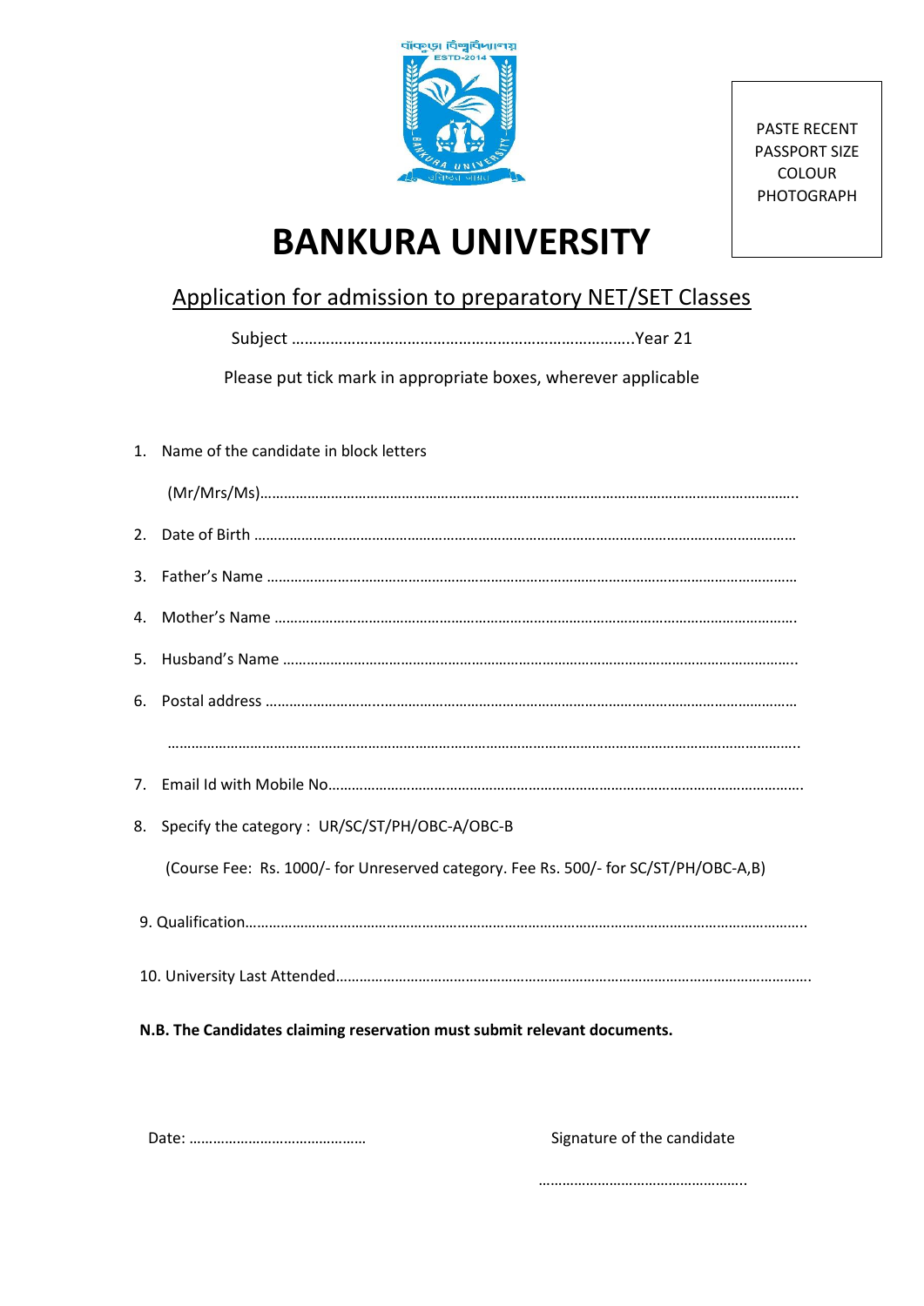PASTE RECENT PASSPORT SIZE COLOUR PHOTOGRAPH

# BANKURA UNIVERSITY

## Application for admission to preparatory NET/SET Classes

Subject ……………………………………………………………………..Year 21

Please put tick mark in appropriate boxes, wherever applicable

1. Name of the candidate in block letters

   (Mr/Mrs/Ms)…………………………………………………………………………………………………………………………..

2. Date of Birth ……………………………………………………………………………………………………………………
3. Father's Name …………………………………………………………………………………………………………………
4. Mother's Name ……………………………………………………………………………………………………………….
5. Husband's Name ……………………………………………………………………………………………………………..
6. Postal address …………………………………………………………………………………………………………………

   ………………………………………………………………………………………………………………………………………..

7. Email Id with Mobile No………………………………………………………………………………………………………
8. Specify the category : UR/SC/ST/PH/OBC-A/OBC-B

   (Course Fee: Rs. 1000/- for Unreserved category. Fee Rs. 500/- for SC/ST/PH/OBC-A,B)

9. Qualification…………………………………………………………………………………………………………………………..

10. University Last Attended…………………………………………………………………………………………………………….

**N.B. The Candidates claiming reservation must submit relevant documents.**

Date: ………………………………………

Signature of the candidate

……………………………………………..